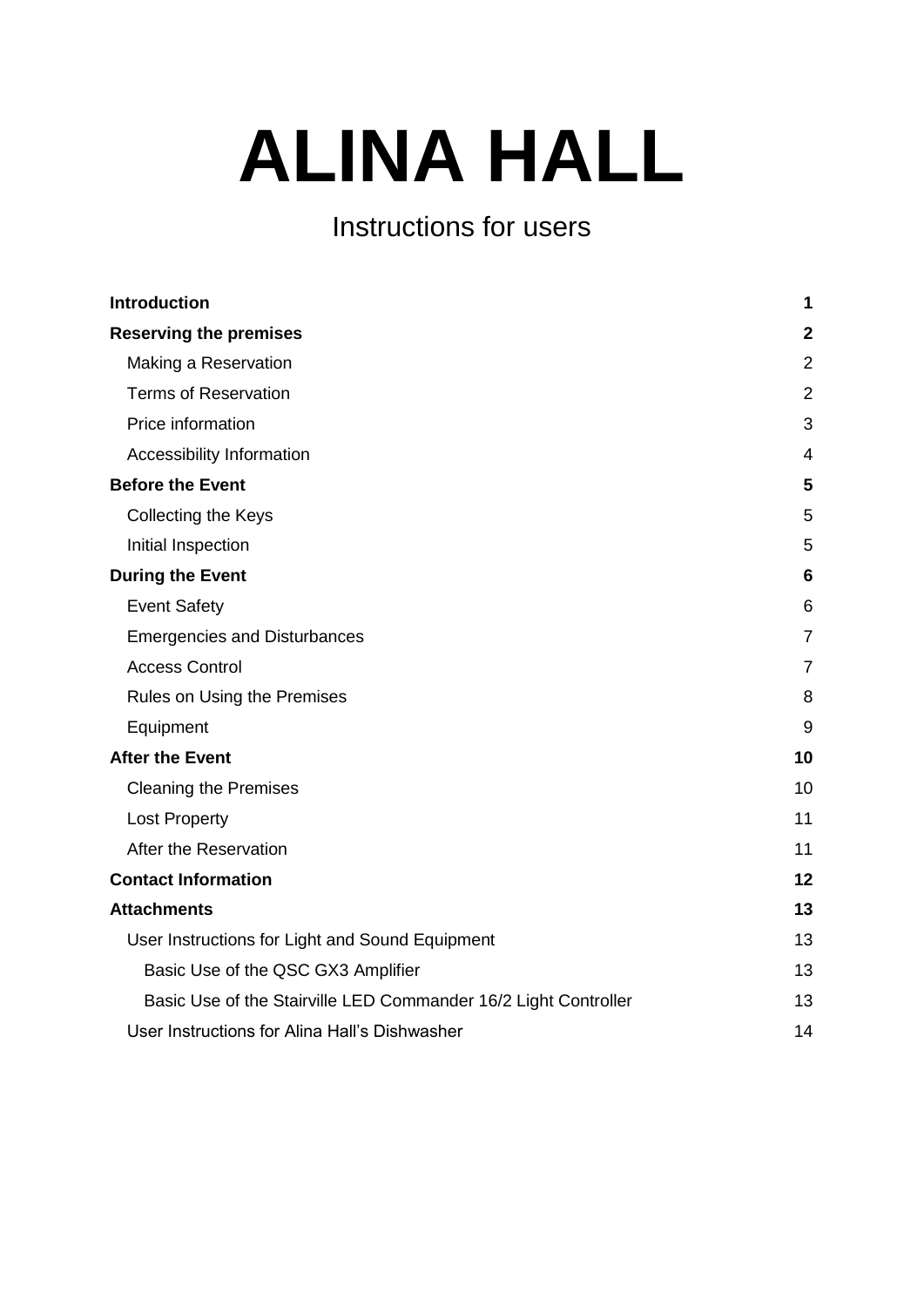# ALINA HALL

Instructions for users

| | |
|---|---|
| **Introduction** | **1** |
| **Reserving the premises** | **2** |
| Making a Reservation | 2 |
| Terms of Reservation | 2 |
| Price information | 3 |
| Accessibility Information | 4 |
| **Before the Event** | **5** |
| Collecting the Keys | 5 |
| Initial Inspection | 5 |
| **During the Event** | **6** |
| Event Safety | 6 |
| Emergencies and Disturbances | 7 |
| Access Control | 7 |
| Rules on Using the Premises | 8 |
| Equipment | 9 |
| **After the Event** | **10** |
| Cleaning the Premises | 10 |
| Lost Property | 11 |
| After the Reservation | 11 |
| **Contact Information** | **12** |
| **Attachments** | **13** |
| User Instructions for Light and Sound Equipment | 13 |
| Basic Use of the QSC GX3 Amplifier | 13 |
| Basic Use of the Stairville LED Commander 16/2 Light Controller | 13 |
| User Instructions for Alina Hall’s Dishwasher | 14 |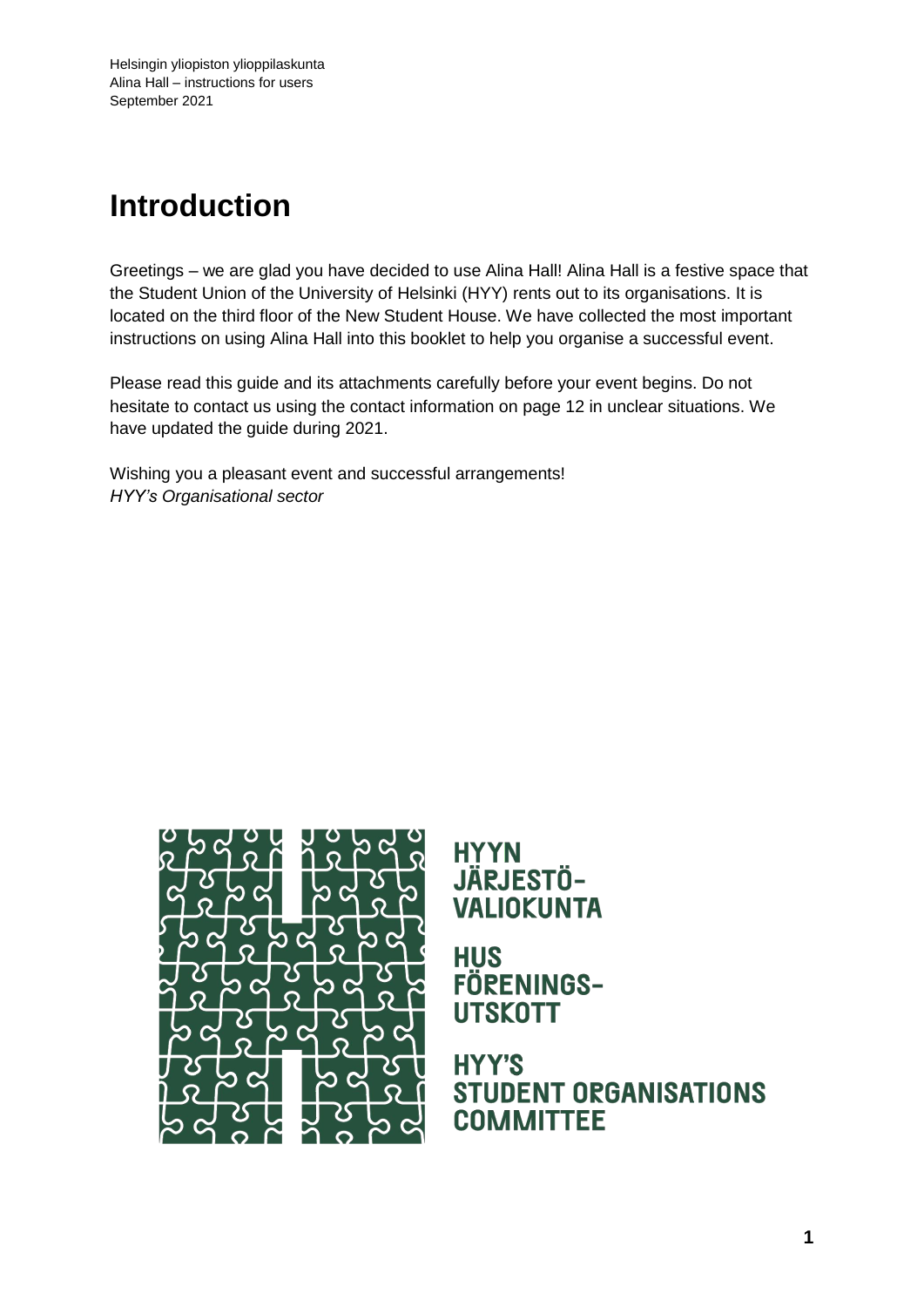# Introduction

Greetings – we are glad you have decided to use Alina Hall! Alina Hall is a festive space that the Student Union of the University of Helsinki (HYY) rents out to its organisations. It is located on the third floor of the New Student House. We have collected the most important instructions on using Alina Hall into this booklet to help you organise a successful event.

Please read this guide and its attachments carefully before your event begins. Do not hesitate to contact us using the contact information on page 12 in unclear situations. We have updated the guide during 2021.

Wishing you a pleasant event and successful arrangements!
*HYY's Organisational sector*

HYYN JÄRJESTÖ-VALIOKUNTA

HUS FÖRENINGS-UTSKOTT

HYY'S STUDENT ORGANISATIONS COMMITTEE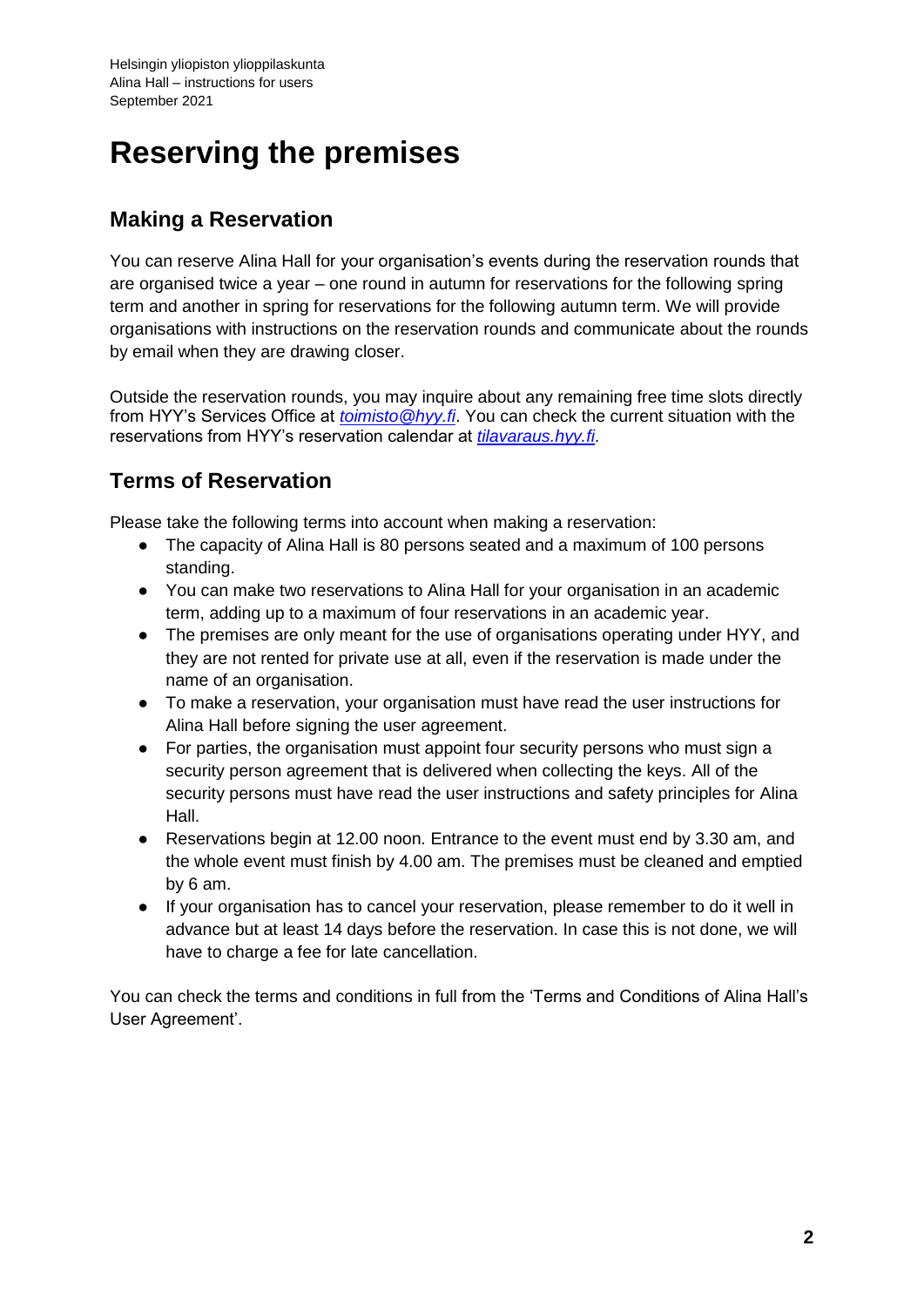# Reserving the premises

## Making a Reservation

You can reserve Alina Hall for your organisation's events during the reservation rounds that are organised twice a year – one round in autumn for reservations for the following spring term and another in spring for reservations for the following autumn term. We will provide organisations with instructions on the reservation rounds and communicate about the rounds by email when they are drawing closer.

Outside the reservation rounds, you may inquire about any remaining free time slots directly from HYY's Services Office at *toimisto@hyy.fi*. You can check the current situation with the reservations from HYY's reservation calendar at *tilavaraus.hyy.fi*.

## Terms of Reservation

Please take the following terms into account when making a reservation:

- The capacity of Alina Hall is 80 persons seated and a maximum of 100 persons standing.
- You can make two reservations to Alina Hall for your organisation in an academic term, adding up to a maximum of four reservations in an academic year.
- The premises are only meant for the use of organisations operating under HYY, and they are not rented for private use at all, even if the reservation is made under the name of an organisation.
- To make a reservation, your organisation must have read the user instructions for Alina Hall before signing the user agreement.
- For parties, the organisation must appoint four security persons who must sign a security person agreement that is delivered when collecting the keys. All of the security persons must have read the user instructions and safety principles for Alina Hall.
- Reservations begin at 12.00 noon. Entrance to the event must end by 3.30 am, and the whole event must finish by 4.00 am. The premises must be cleaned and emptied by 6 am.
- If your organisation has to cancel your reservation, please remember to do it well in advance but at least 14 days before the reservation. In case this is not done, we will have to charge a fee for late cancellation.

You can check the terms and conditions in full from the 'Terms and Conditions of Alina Hall's User Agreement'.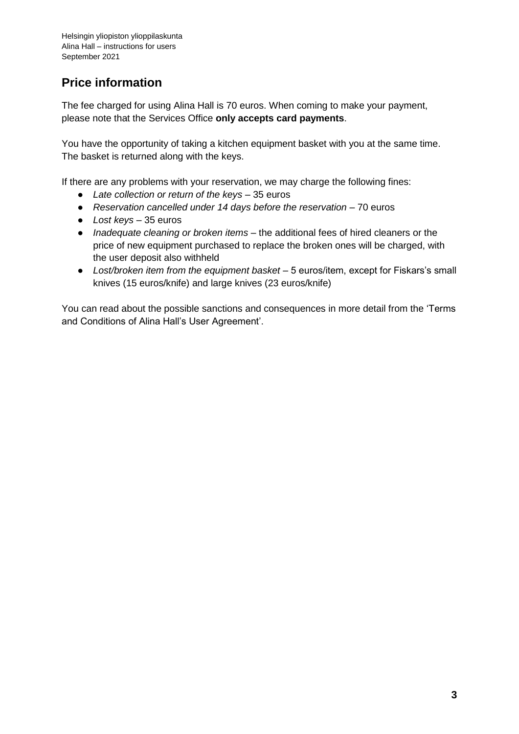## Price information

The fee charged for using Alina Hall is 70 euros. When coming to make your payment, please note that the Services Office **only accepts card payments**.

You have the opportunity of taking a kitchen equipment basket with you at the same time. The basket is returned along with the keys.

If there are any problems with your reservation, we may charge the following fines:

- *Late collection or return of the keys* – 35 euros
- *Reservation cancelled under 14 days before the reservation* – 70 euros
- *Lost keys* – 35 euros
- *Inadequate cleaning or broken items* – the additional fees of hired cleaners or the price of new equipment purchased to replace the broken ones will be charged, with the user deposit also withheld
- *Lost/broken item from the equipment basket* – 5 euros/item, except for Fiskars's small knives (15 euros/knife) and large knives (23 euros/knife)

You can read about the possible sanctions and consequences in more detail from the 'Terms and Conditions of Alina Hall's User Agreement'.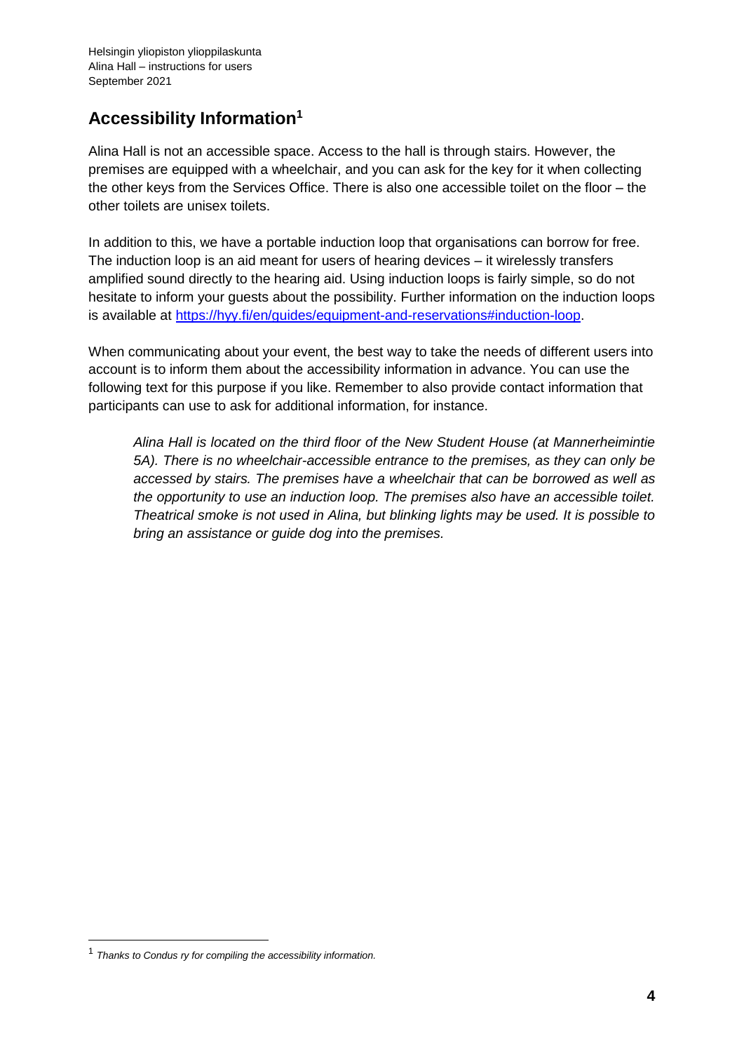## Accessibility Information[1]

Alina Hall is not an accessible space. Access to the hall is through stairs. However, the premises are equipped with a wheelchair, and you can ask for the key for it when collecting the other keys from the Services Office. There is also one accessible toilet on the floor – the other toilets are unisex toilets.

In addition to this, we have a portable induction loop that organisations can borrow for free. The induction loop is an aid meant for users of hearing devices – it wirelessly transfers amplified sound directly to the hearing aid. Using induction loops is fairly simple, so do not hesitate to inform your guests about the possibility. Further information on the induction loops is available at [https://hyy.fi/en/guides/equipment-and-reservations#induction-loop](https://hyy.fi/en/guides/equipment-and-reservations#induction-loop).

When communicating about your event, the best way to take the needs of different users into account is to inform them about the accessibility information in advance. You can use the following text for this purpose if you like. Remember to also provide contact information that participants can use to ask for additional information, for instance.

> *Alina Hall is located on the third floor of the New Student House (at Mannerheimintie 5A). There is no wheelchair-accessible entrance to the premises, as they can only be accessed by stairs. The premises have a wheelchair that can be borrowed as well as the opportunity to use an induction loop. The premises also have an accessible toilet. Theatrical smoke is not used in Alina, but blinking lights may be used. It is possible to bring an assistance or guide dog into the premises.*

---

[1] *Thanks to Condus ry for compiling the accessibility information.*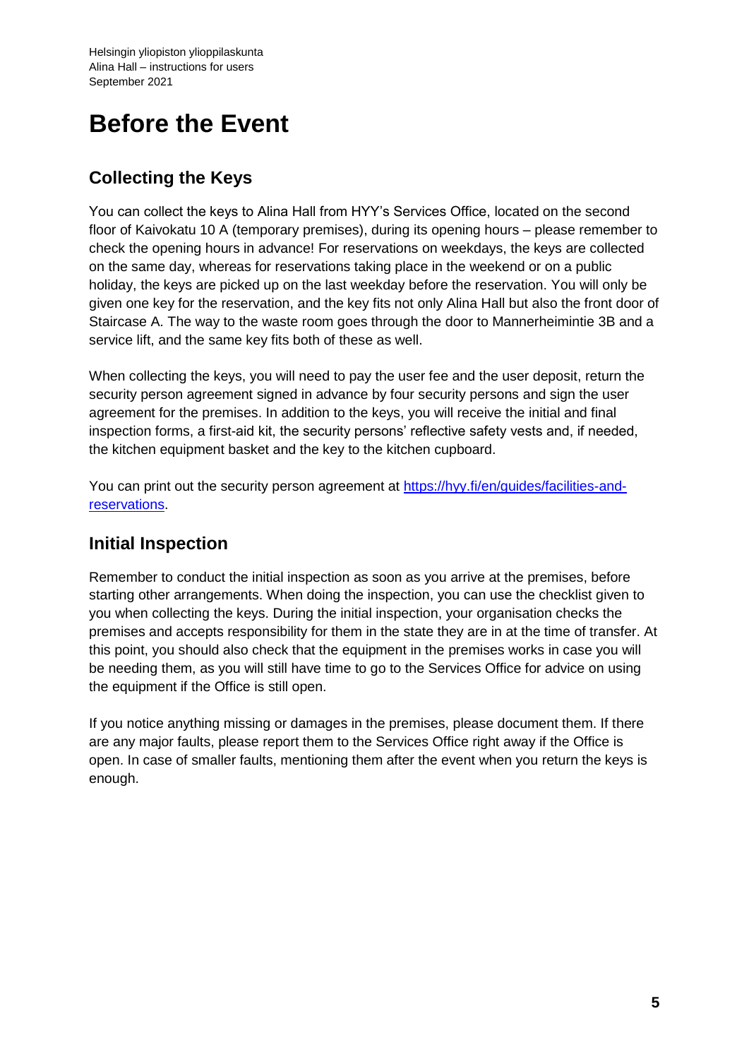# Before the Event

## Collecting the Keys

You can collect the keys to Alina Hall from HYY's Services Office, located on the second floor of Kaivokatu 10 A (temporary premises), during its opening hours – please remember to check the opening hours in advance! For reservations on weekdays, the keys are collected on the same day, whereas for reservations taking place in the weekend or on a public holiday, the keys are picked up on the last weekday before the reservation. You will only be given one key for the reservation, and the key fits not only Alina Hall but also the front door of Staircase A. The way to the waste room goes through the door to Mannerheimintie 3B and a service lift, and the same key fits both of these as well.

When collecting the keys, you will need to pay the user fee and the user deposit, return the security person agreement signed in advance by four security persons and sign the user agreement for the premises. In addition to the keys, you will receive the initial and final inspection forms, a first-aid kit, the security persons' reflective safety vests and, if needed, the kitchen equipment basket and the key to the kitchen cupboard.

You can print out the security person agreement at [https://hyy.fi/en/guides/facilities-and-reservations](https://hyy.fi/en/guides/facilities-and-reservations).

## Initial Inspection

Remember to conduct the initial inspection as soon as you arrive at the premises, before starting other arrangements. When doing the inspection, you can use the checklist given to you when collecting the keys. During the initial inspection, your organisation checks the premises and accepts responsibility for them in the state they are in at the time of transfer. At this point, you should also check that the equipment in the premises works in case you will be needing them, as you will still have time to go to the Services Office for advice on using the equipment if the Office is still open.

If you notice anything missing or damages in the premises, please document them. If there are any major faults, please report them to the Services Office right away if the Office is open. In case of smaller faults, mentioning them after the event when you return the keys is enough.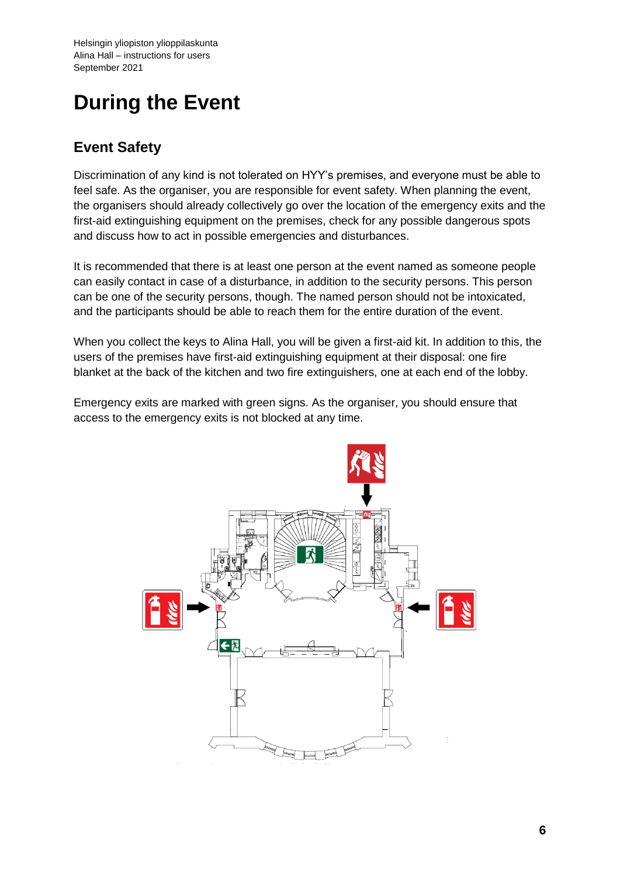# During the Event

## Event Safety

Discrimination of any kind is not tolerated on HYY's premises, and everyone must be able to feel safe. As the organiser, you are responsible for event safety. When planning the event, the organisers should already collectively go over the location of the emergency exits and the first-aid extinguishing equipment on the premises, check for any possible dangerous spots and discuss how to act in possible emergencies and disturbances.

It is recommended that there is at least one person at the event named as someone people can easily contact in case of a disturbance, in addition to the security persons. This person can be one of the security persons, though. The named person should not be intoxicated, and the participants should be able to reach them for the entire duration of the event.

When you collect the keys to Alina Hall, you will be given a first-aid kit. In addition to this, the users of the premises have first-aid extinguishing equipment at their disposal: one fire blanket at the back of the kitchen and two fire extinguishers, one at each end of the lobby.

Emergency exits are marked with green signs. As the organiser, you should ensure that access to the emergency exits is not blocked at any time.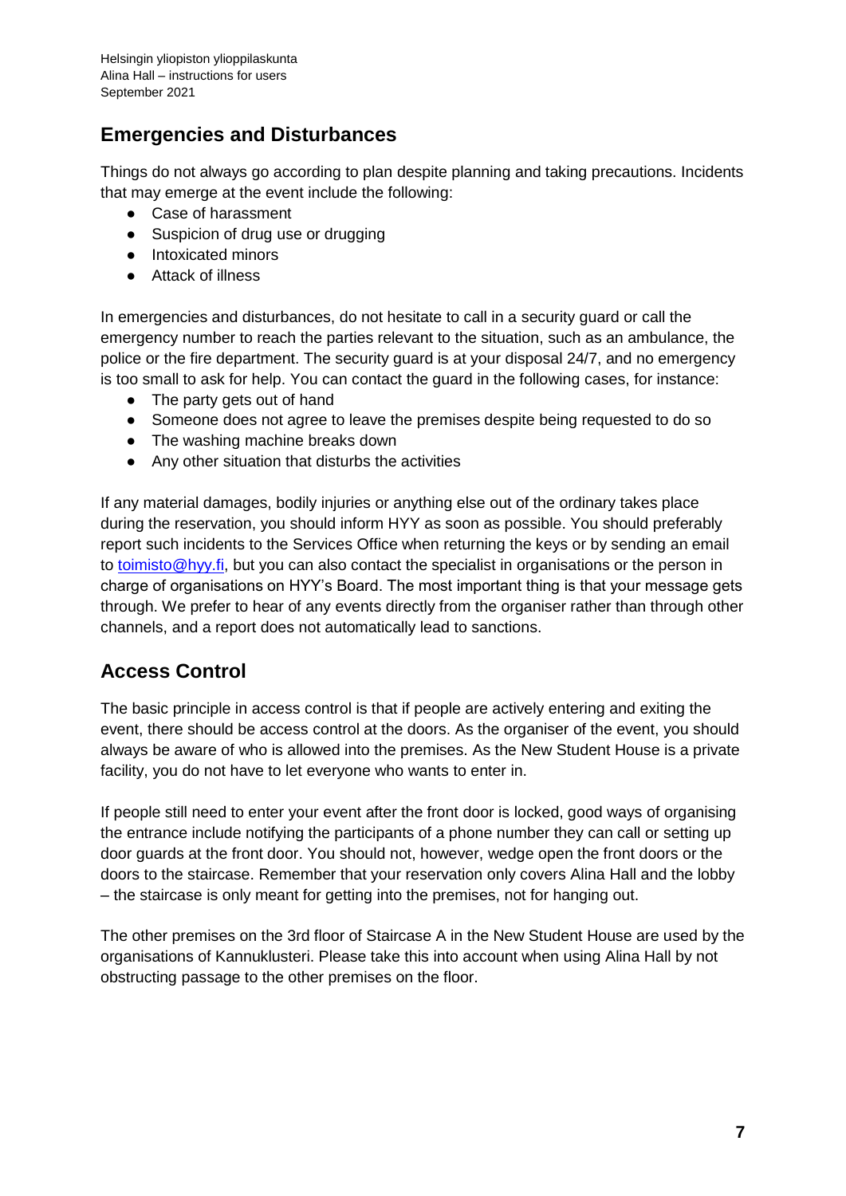## Emergencies and Disturbances

Things do not always go according to plan despite planning and taking precautions. Incidents that may emerge at the event include the following:

- Case of harassment
- Suspicion of drug use or drugging
- Intoxicated minors
- Attack of illness

In emergencies and disturbances, do not hesitate to call in a security guard or call the emergency number to reach the parties relevant to the situation, such as an ambulance, the police or the fire department. The security guard is at your disposal 24/7, and no emergency is too small to ask for help. You can contact the guard in the following cases, for instance:

- The party gets out of hand
- Someone does not agree to leave the premises despite being requested to do so
- The washing machine breaks down
- Any other situation that disturbs the activities

If any material damages, bodily injuries or anything else out of the ordinary takes place during the reservation, you should inform HYY as soon as possible. You should preferably report such incidents to the Services Office when returning the keys or by sending an email to [toimisto@hyy.fi](mailto:toimisto@hyy.fi), but you can also contact the specialist in organisations or the person in charge of organisations on HYY's Board. The most important thing is that your message gets through. We prefer to hear of any events directly from the organiser rather than through other channels, and a report does not automatically lead to sanctions.

## Access Control

The basic principle in access control is that if people are actively entering and exiting the event, there should be access control at the doors. As the organiser of the event, you should always be aware of who is allowed into the premises. As the New Student House is a private facility, you do not have to let everyone who wants to enter in.

If people still need to enter your event after the front door is locked, good ways of organising the entrance include notifying the participants of a phone number they can call or setting up door guards at the front door. You should not, however, wedge open the front doors or the doors to the staircase. Remember that your reservation only covers Alina Hall and the lobby – the staircase is only meant for getting into the premises, not for hanging out.

The other premises on the 3rd floor of Staircase A in the New Student House are used by the organisations of Kannuklusteri. Please take this into account when using Alina Hall by not obstructing passage to the other premises on the floor.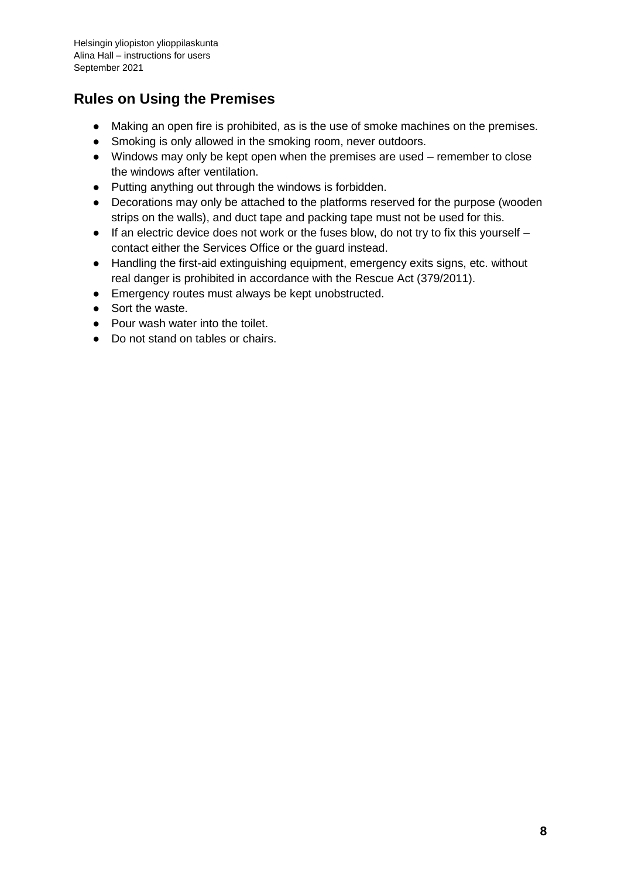## Rules on Using the Premises

- Making an open fire is prohibited, as is the use of smoke machines on the premises.
- Smoking is only allowed in the smoking room, never outdoors.
- Windows may only be kept open when the premises are used – remember to close the windows after ventilation.
- Putting anything out through the windows is forbidden.
- Decorations may only be attached to the platforms reserved for the purpose (wooden strips on the walls), and duct tape and packing tape must not be used for this.
- If an electric device does not work or the fuses blow, do not try to fix this yourself – contact either the Services Office or the guard instead.
- Handling the first-aid extinguishing equipment, emergency exits signs, etc. without real danger is prohibited in accordance with the Rescue Act (379/2011).
- Emergency routes must always be kept unobstructed.
- Sort the waste.
- Pour wash water into the toilet.
- Do not stand on tables or chairs.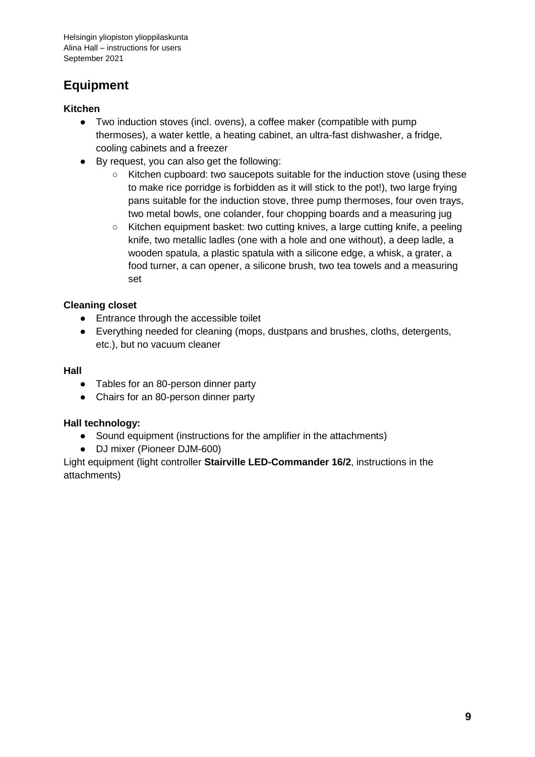## Equipment

### Kitchen

- Two induction stoves (incl. ovens), a coffee maker (compatible with pump thermoses), a water kettle, a heating cabinet, an ultra-fast dishwasher, a fridge, cooling cabinets and a freezer
- By request, you can also get the following:
  - Kitchen cupboard: two saucepots suitable for the induction stove (using these to make rice porridge is forbidden as it will stick to the pot!), two large frying pans suitable for the induction stove, three pump thermoses, four oven trays, two metal bowls, one colander, four chopping boards and a measuring jug
  - Kitchen equipment basket: two cutting knives, a large cutting knife, a peeling knife, two metallic ladles (one with a hole and one without), a deep ladle, a wooden spatula, a plastic spatula with a silicone edge, a whisk, a grater, a food turner, a can opener, a silicone brush, two tea towels and a measuring set

### Cleaning closet

- Entrance through the accessible toilet
- Everything needed for cleaning (mops, dustpans and brushes, cloths, detergents, etc.), but no vacuum cleaner

### Hall

- Tables for an 80-person dinner party
- Chairs for an 80-person dinner party

### Hall technology:

- Sound equipment (instructions for the amplifier in the attachments)
- DJ mixer (Pioneer DJM-600)

Light equipment (light controller **Stairville LED-Commander 16/2**, instructions in the attachments)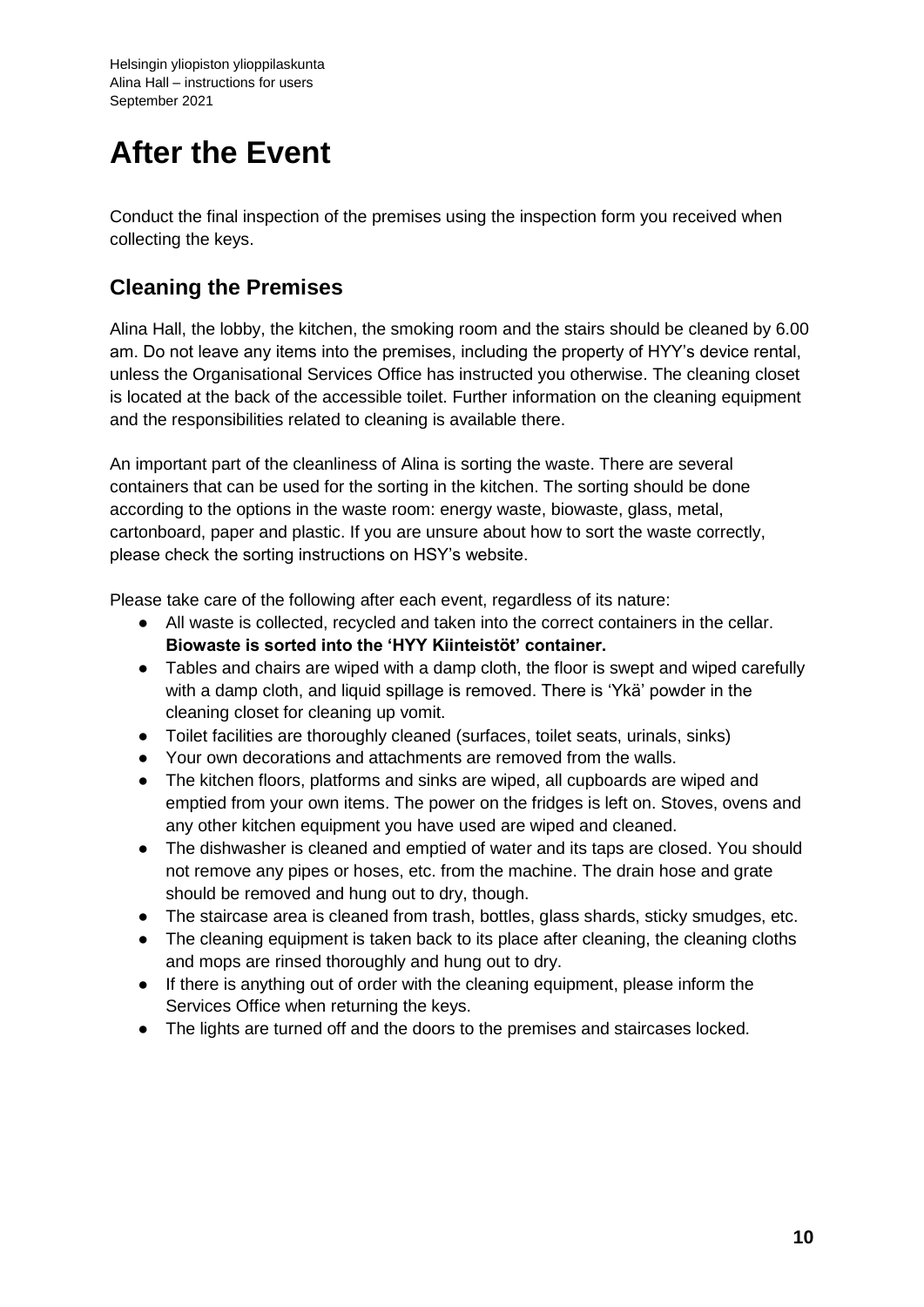# After the Event

Conduct the final inspection of the premises using the inspection form you received when collecting the keys.

## Cleaning the Premises

Alina Hall, the lobby, the kitchen, the smoking room and the stairs should be cleaned by 6.00 am. Do not leave any items into the premises, including the property of HYY's device rental, unless the Organisational Services Office has instructed you otherwise. The cleaning closet is located at the back of the accessible toilet. Further information on the cleaning equipment and the responsibilities related to cleaning is available there.

An important part of the cleanliness of Alina is sorting the waste. There are several containers that can be used for the sorting in the kitchen. The sorting should be done according to the options in the waste room: energy waste, biowaste, glass, metal, cartonboard, paper and plastic. If you are unsure about how to sort the waste correctly, please check the sorting instructions on HSY's website.

Please take care of the following after each event, regardless of its nature:

- All waste is collected, recycled and taken into the correct containers in the cellar. **Biowaste is sorted into the 'HYY Kiinteistöt' container.**
- Tables and chairs are wiped with a damp cloth, the floor is swept and wiped carefully with a damp cloth, and liquid spillage is removed. There is 'Ykä' powder in the cleaning closet for cleaning up vomit.
- Toilet facilities are thoroughly cleaned (surfaces, toilet seats, urinals, sinks)
- Your own decorations and attachments are removed from the walls.
- The kitchen floors, platforms and sinks are wiped, all cupboards are wiped and emptied from your own items. The power on the fridges is left on. Stoves, ovens and any other kitchen equipment you have used are wiped and cleaned.
- The dishwasher is cleaned and emptied of water and its taps are closed. You should not remove any pipes or hoses, etc. from the machine. The drain hose and grate should be removed and hung out to dry, though.
- The staircase area is cleaned from trash, bottles, glass shards, sticky smudges, etc.
- The cleaning equipment is taken back to its place after cleaning, the cleaning cloths and mops are rinsed thoroughly and hung out to dry.
- If there is anything out of order with the cleaning equipment, please inform the Services Office when returning the keys.
- The lights are turned off and the doors to the premises and staircases locked.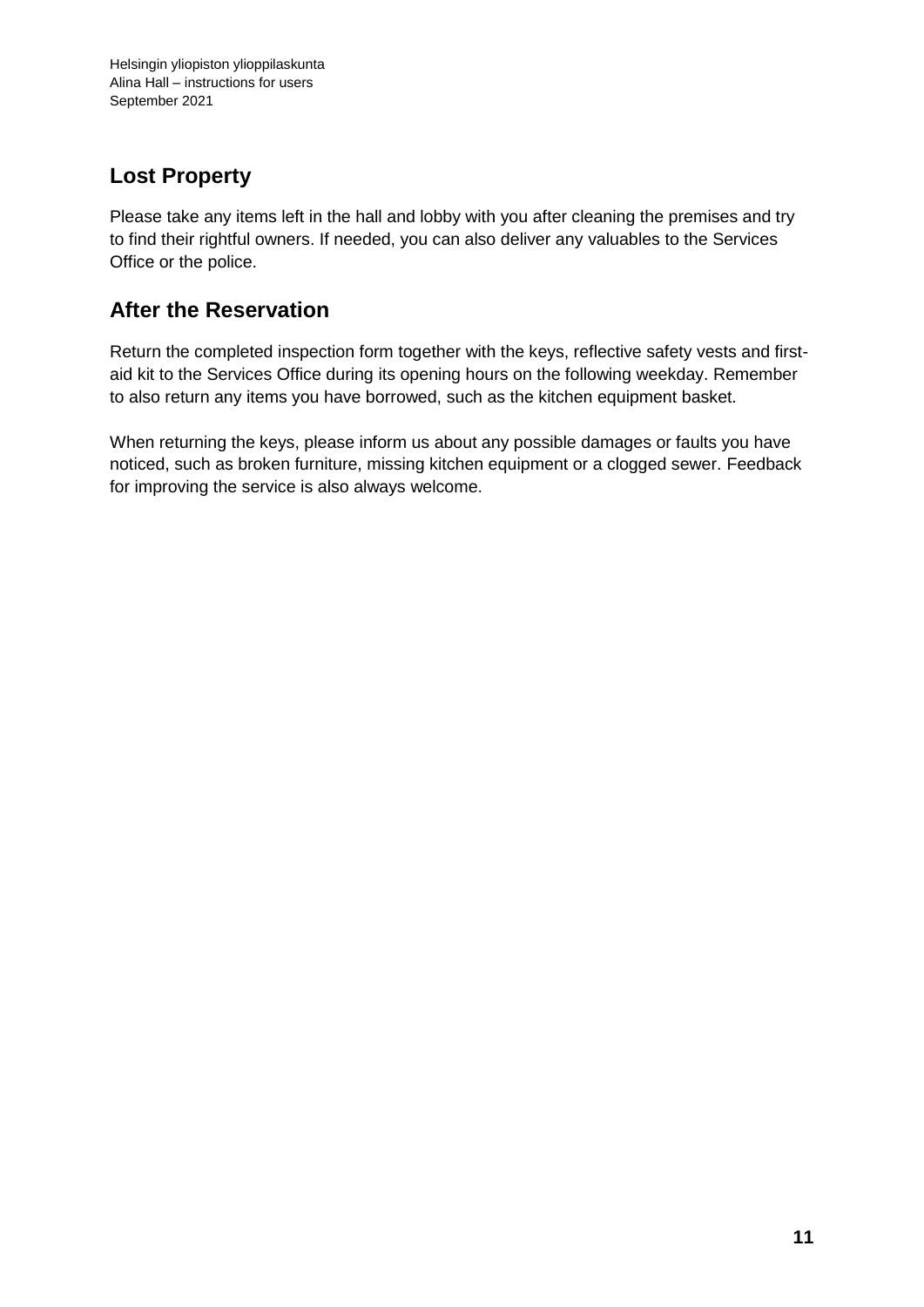## Lost Property

Please take any items left in the hall and lobby with you after cleaning the premises and try to find their rightful owners. If needed, you can also deliver any valuables to the Services Office or the police.

## After the Reservation

Return the completed inspection form together with the keys, reflective safety vests and first-aid kit to the Services Office during its opening hours on the following weekday. Remember to also return any items you have borrowed, such as the kitchen equipment basket.

When returning the keys, please inform us about any possible damages or faults you have noticed, such as broken furniture, missing kitchen equipment or a clogged sewer. Feedback for improving the service is also always welcome.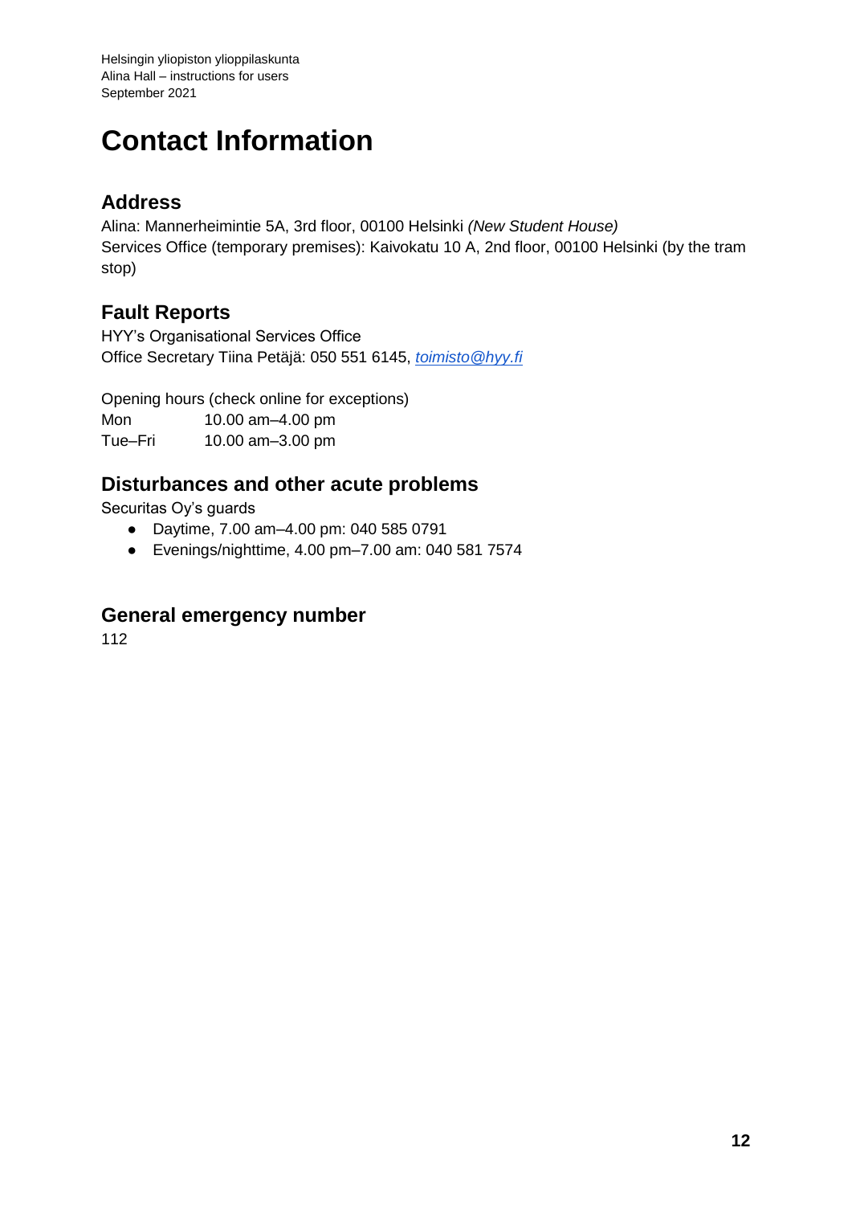# Contact Information

## Address

Alina: Mannerheimintie 5A, 3rd floor, 00100 Helsinki *(New Student House)*
Services Office (temporary premises): Kaivokatu 10 A, 2nd floor, 00100 Helsinki (by the tram stop)

## Fault Reports

HYY's Organisational Services Office
Office Secretary Tiina Petäjä: 050 551 6145, *toimisto@hyy.fi*

Opening hours (check online for exceptions)

| | |
|---|---|
| Mon | 10.00 am–4.00 pm |
| Tue–Fri | 10.00 am–3.00 pm |

## Disturbances and other acute problems

Securitas Oy's guards

- Daytime, 7.00 am–4.00 pm: 040 585 0791
- Evenings/nighttime, 4.00 pm–7.00 am: 040 581 7574

## General emergency number

112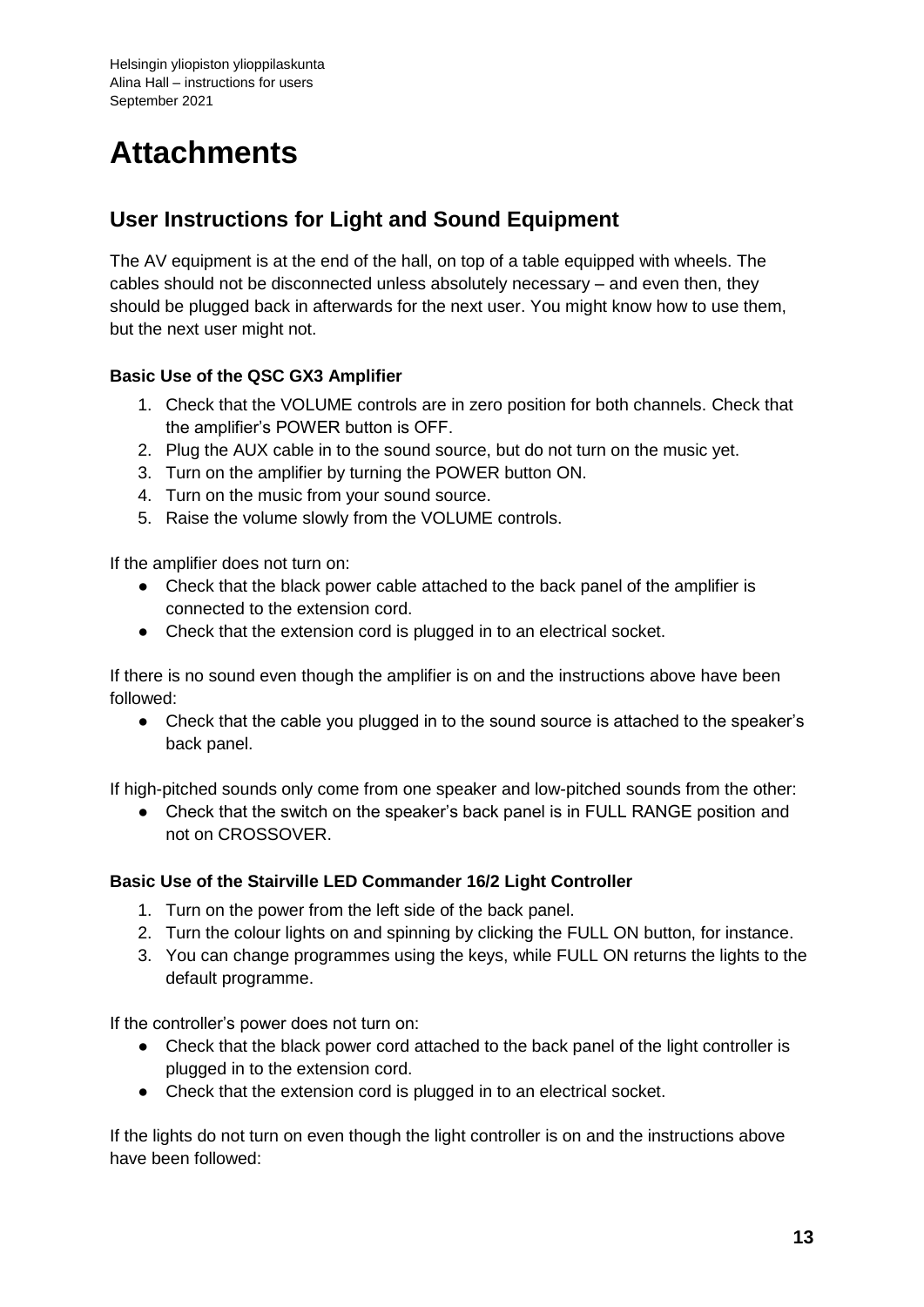# Attachments

## User Instructions for Light and Sound Equipment

The AV equipment is at the end of the hall, on top of a table equipped with wheels. The cables should not be disconnected unless absolutely necessary – and even then, they should be plugged back in afterwards for the next user. You might know how to use them, but the next user might not.

**Basic Use of the QSC GX3 Amplifier**

1. Check that the VOLUME controls are in zero position for both channels. Check that the amplifier's POWER button is OFF.
2. Plug the AUX cable in to the sound source, but do not turn on the music yet.
3. Turn on the amplifier by turning the POWER button ON.
4. Turn on the music from your sound source.
5. Raise the volume slowly from the VOLUME controls.

If the amplifier does not turn on:

- Check that the black power cable attached to the back panel of the amplifier is connected to the extension cord.
- Check that the extension cord is plugged in to an electrical socket.

If there is no sound even though the amplifier is on and the instructions above have been followed:

- Check that the cable you plugged in to the sound source is attached to the speaker's back panel.

If high-pitched sounds only come from one speaker and low-pitched sounds from the other:

- Check that the switch on the speaker's back panel is in FULL RANGE position and not on CROSSOVER.

**Basic Use of the Stairville LED Commander 16/2 Light Controller**

1. Turn on the power from the left side of the back panel.
2. Turn the colour lights on and spinning by clicking the FULL ON button, for instance.
3. You can change programmes using the keys, while FULL ON returns the lights to the default programme.

If the controller's power does not turn on:

- Check that the black power cord attached to the back panel of the light controller is plugged in to the extension cord.
- Check that the extension cord is plugged in to an electrical socket.

If the lights do not turn on even though the light controller is on and the instructions above have been followed: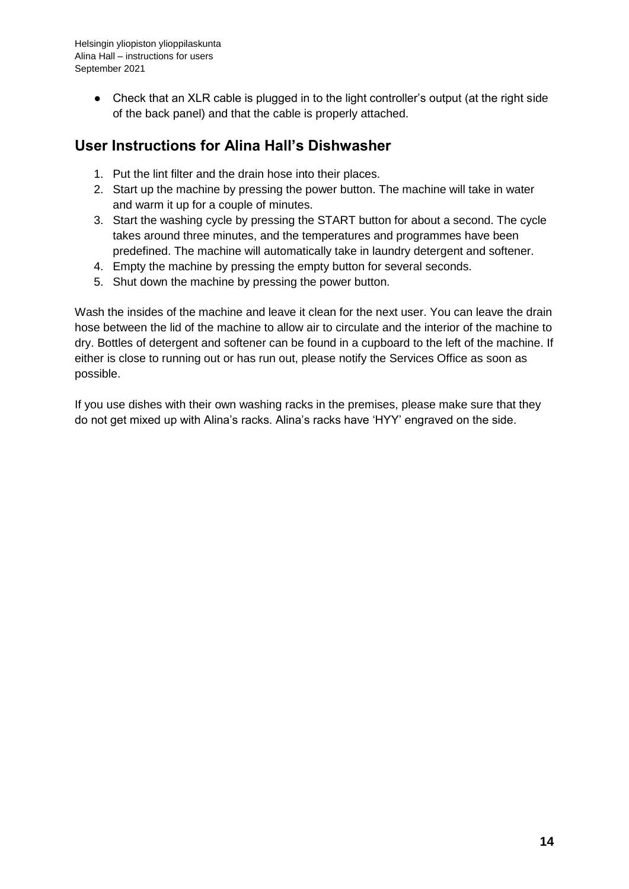- Check that an XLR cable is plugged in to the light controller's output (at the right side of the back panel) and that the cable is properly attached.

## User Instructions for Alina Hall's Dishwasher

1. Put the lint filter and the drain hose into their places.
2. Start up the machine by pressing the power button. The machine will take in water and warm it up for a couple of minutes.
3. Start the washing cycle by pressing the START button for about a second. The cycle takes around three minutes, and the temperatures and programmes have been predefined. The machine will automatically take in laundry detergent and softener.
4. Empty the machine by pressing the empty button for several seconds.
5. Shut down the machine by pressing the power button.

Wash the insides of the machine and leave it clean for the next user. You can leave the drain hose between the lid of the machine to allow air to circulate and the interior of the machine to dry. Bottles of detergent and softener can be found in a cupboard to the left of the machine. If either is close to running out or has run out, please notify the Services Office as soon as possible.

If you use dishes with their own washing racks in the premises, please make sure that they do not get mixed up with Alina's racks. Alina's racks have 'HYY' engraved on the side.